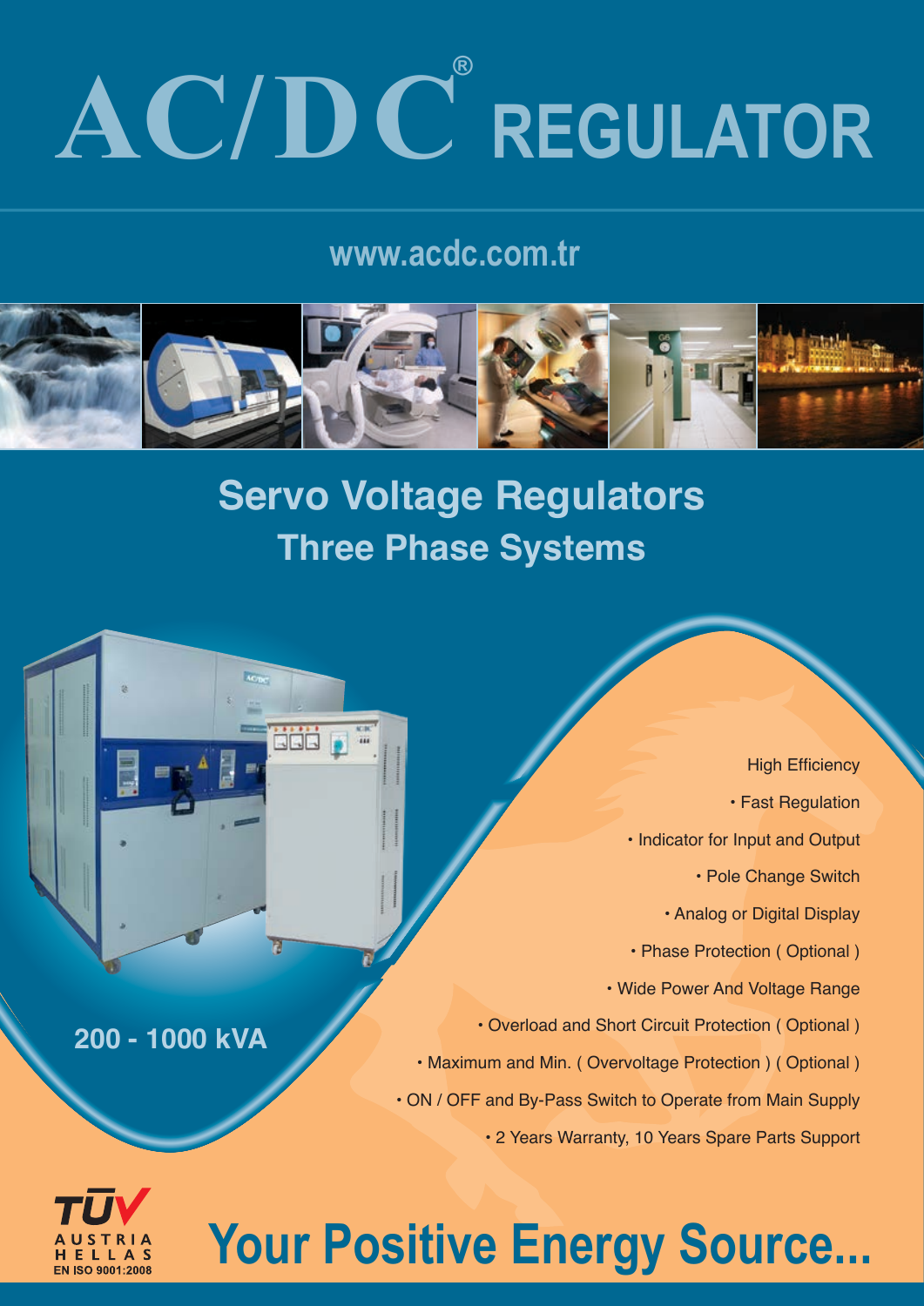# AC/DC® REGULATOR

www.acdc.com.tr

## Servo Voltage Regulators
### Three Phase Systems

**200 - 1000 kVA**

- High Efficiency
- Fast Regulation
- Indicator for Input and Output
- Pole Change Switch
- Analog or Digital Display
- Phase Protection ( Optional )
- Wide Power And Voltage Range
- Overload and Short Circuit Protection ( Optional )
- Maximum and Min. ( Overvoltage Protection ) ( Optional )
- ON / OFF and By-Pass Switch to Operate from Main Supply
- 2 Years Warranty, 10 Years Spare Parts Support

TÜV AUSTRIA HELLAS EN ISO 9001:2008

**Your Positive Energy Source...**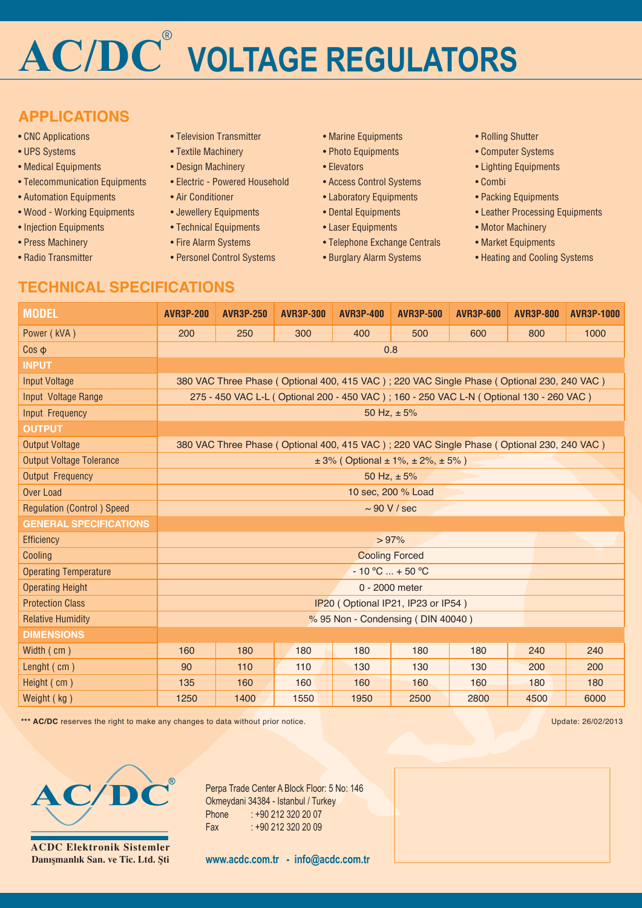# AC/DC® VOLTAGE REGULATORS

## APPLICATIONS

- CNC Applications
- UPS Systems
- Medical Equipments
- Telecommunication Equipments
- Automation Equipments
- Wood - Working Equipments
- Injection Equipments
- Press Machinery
- Radio Transmitter
- Television Transmitter
- Textile Machinery
- Design Machinery
- Electric - Powered Household
- Air Conditioner
- Jewellery Equipments
- Technical Equipments
- Fire Alarm Systems
- Personel Control Systems
- Marine Equipments
- Photo Equipments
- Elevators
- Access Control Systems
- Laboratory Equipments
- Dental Equipments
- Laser Equipments
- Telephone Exchange Centrals
- Burglary Alarm Systems
- Rolling Shutter
- Computer Systems
- Lighting Equipments
- Combi
- Packing Equipments
- Leather Processing Equipments
- Motor Machinery
- Market Equipments
- Heating and Cooling Systems

## TECHNICAL SPECIFICATIONS

| MODEL | AVR3P-200 | AVR3P-250 | AVR3P-300 | AVR3P-400 | AVR3P-500 | AVR3P-600 | AVR3P-800 | AVR3P-1000 |
|---|---|---|---|---|---|---|---|---|
| Power ( kVA ) | 200 | 250 | 300 | 400 | 500 | 600 | 800 | 1000 |
| Cos ϕ | 0.8 | | | | | | | |
| **INPUT** | | | | | | | | |
| Input Voltage | 380 VAC Three Phase ( Optional 400, 415 VAC ) ; 220 VAC Single Phase ( Optional 230, 240 VAC ) | | | | | | | |
| Input Voltage Range | 275 - 450 VAC L-L ( Optional 200 - 450 VAC ) ; 160 - 250 VAC L-N ( Optional 130 - 260 VAC ) | | | | | | | |
| Input Frequency | 50 Hz, ± 5% | | | | | | | |
| **OUTPUT** | | | | | | | | |
| Output Voltage | 380 VAC Three Phase ( Optional 400, 415 VAC ) ; 220 VAC Single Phase ( Optional 230, 240 VAC ) | | | | | | | |
| Output Voltage Tolerance | ± 3% ( Optional ± 1%, ± 2%, ± 5% ) | | | | | | | |
| Output Frequency | 50 Hz, ± 5% | | | | | | | |
| Over Load | 10 sec, 200 % Load | | | | | | | |
| Regulation (Control ) Speed | ~ 90 V / sec | | | | | | | |
| **GENERAL SPECIFICATIONS** | | | | | | | | |
| Efficiency | > 97% | | | | | | | |
| Cooling | Cooling Forced | | | | | | | |
| Operating Temperature | - 10 ºC ... + 50 ºC | | | | | | | |
| Operating Height | 0 - 2000 meter | | | | | | | |
| Protection Class | IP20 ( Optional IP21, IP23 or IP54 ) | | | | | | | |
| Relative Humidity | % 95 Non - Condensing ( DIN 40040 ) | | | | | | | |
| **DIMENSIONS** | | | | | | | | |
| Width ( cm ) | 160 | 180 | 180 | 180 | 180 | 180 | 240 | 240 |
| Lenght ( cm ) | 90 | 110 | 110 | 130 | 130 | 130 | 200 | 200 |
| Height ( cm ) | 135 | 160 | 160 | 160 | 160 | 160 | 180 | 180 |
| Weight ( kg ) | 1250 | 1400 | 1550 | 1950 | 2500 | 2800 | 4500 | 6000 |

*** **AC/DC** reserves the right to make any changes to data without prior notice.

Update: 26/02/2013

AC/DC®

ACDC Elektronik Sistemler
Danışmanlık San. ve Tic. Ltd. Şti

Perpa Trade Center A Block Floor: 5 No: 146
Okmeydani 34384 - Istanbul / Turkey
Phone : +90 212 320 20 07
Fax : +90 212 320 20 09

www.acdc.com.tr - info@acdc.com.tr